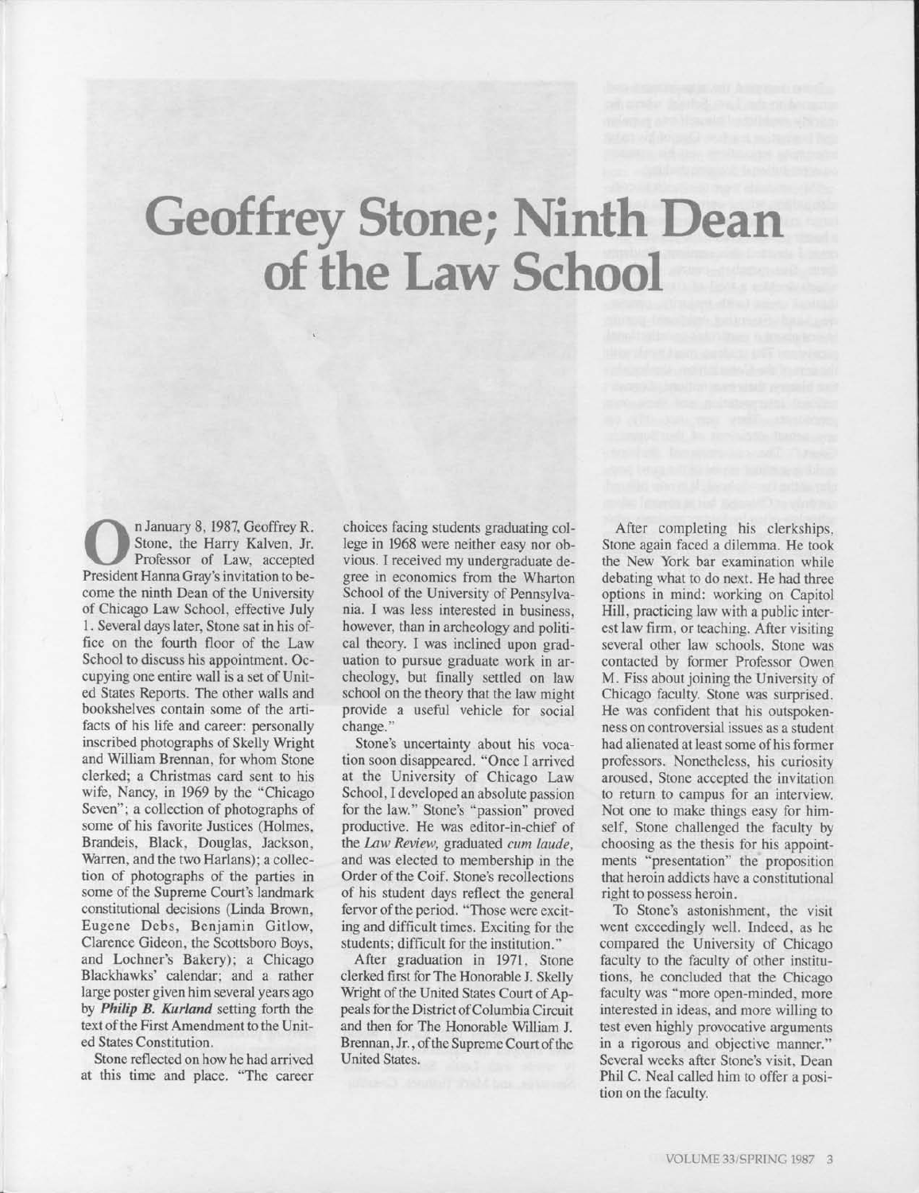# Geoffrey Stone; Ninth Dean of the Law School

On January 8, 1987, Geoffrey R. Stone, the Harry Kalven, Jr. Professor of Law, accepted President Hanna Gray's invitation to become the ninth Dean of the University of Chicago Law School, effective July 1. Several days later, Stone sat in his office on the fourth floor of the Law School to discuss his appointment. Occupying one entire wall is a set of United States Reports. The other walls and bookshelves contain some of the artifacts of his life and career: personally inscribed photographs of Skelly Wright and William Brennan, for whom Stone clerked; a Christmas card sent to his wife, Nancy, in 1969 by the "Chicago Seven"; a collection of photographs of some of his favorite Justices (Holmes, Brandeis, Black, Douglas, Jackson, Warren, and the two Harlans); a collection of photographs of the parties in some of the Supreme Court's landmark constitutional decisions (Linda Brown, Eugene Debs, Benjamin Gitlow, Clarence Gideon, the Scottsboro Boys, and Lochner's Bakery); a Chicago Blackhawks' calendar; and a rather large poster given him several years ago by ***Philip B. Kurland*** setting forth the text of the First Amendment to the United States Constitution.

Stone reflected on how he had arrived at this time and place. "The career choices facing students graduating college in 1968 were neither easy nor obvious. I received my undergraduate degree in economics from the Wharton School of the University of Pennsylvania. I was less interested in business, however, than in archeology and political theory. I was inclined upon graduation to pursue graduate work in archeology, but finally settled on law school on the theory that the law might provide a useful vehicle for social change."

Stone's uncertainty about his vocation soon disappeared. "Once I arrived at the University of Chicago Law School, I developed an absolute passion for the law." Stone's "passion" proved productive. He was editor-in-chief of the *Law Review*, graduated *cum laude*, and was elected to membership in the Order of the Coif. Stone's recollections of his student days reflect the general fervor of the period. "Those were exciting and difficult times. Exciting for the students; difficult for the institution."

After graduation in 1971, Stone clerked first for The Honorable J. Skelly Wright of the United States Court of Appeals for the District of Columbia Circuit and then for The Honorable William J. Brennan, Jr., of the Supreme Court of the United States.

After completing his clerkships, Stone again faced a dilemma. He took the New York bar examination while debating what to do next. He had three options in mind: working on Capitol Hill, practicing law with a public interest law firm, or teaching. After visiting several other law schools, Stone was contacted by former Professor Owen M. Fiss about joining the University of Chicago faculty. Stone was surprised. He was confident that his outspokenness on controversial issues as a student had alienated at least some of his former professors. Nonetheless, his curiosity aroused, Stone accepted the invitation to return to campus for an interview. Not one to make things easy for himself, Stone challenged the faculty by choosing as the thesis for his appointments "presentation" the proposition that heroin addicts have a constitutional right to possess heroin.

To Stone's astonishment, the visit went exceedingly well. Indeed, as he compared the University of Chicago faculty to the faculty of other institutions, he concluded that the Chicago faculty was "more open-minded, more interested in ideas, and more willing to test even highly provocative arguments in a rigorous and objective manner." Several weeks after Stone's visit, Dean Phil C. Neal called him to offer a position on the faculty.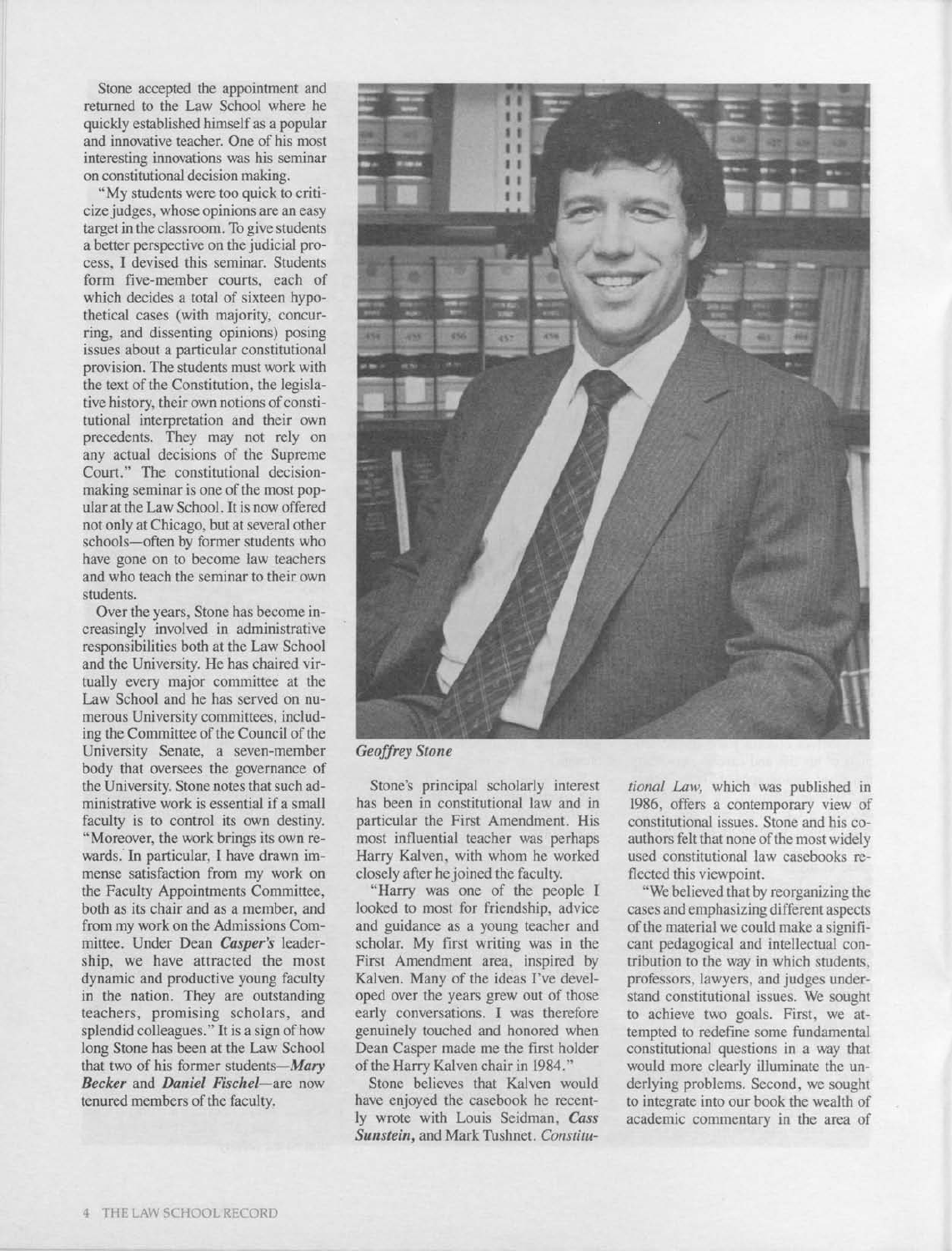Stone accepted the appointment and returned to the Law School where he quickly established himself as a popular and innovative teacher. One of his most interesting innovations was his seminar on constitutional decision making.

"My students were too quick to criticize judges, whose opinions are an easy target in the classroom. To give students a better perspective on the judicial process, I devised this seminar. Students form five-member courts, each of which decides a total of sixteen hypothetical cases (with majority, concurring, and dissenting opinions) posing issues about a particular constitutional provision. The students must work with the text of the Constitution, the legislative history, their own notions of constitutional interpretation and their own precedents. They may not rely on any actual decisions of the Supreme Court." The constitutional decision-making seminar is one of the most popular at the Law School. It is now offered not only at Chicago, but at several other schools—often by former students who have gone on to become law teachers and who teach the seminar to their own students.

Over the years, Stone has become increasingly involved in administrative responsibilities both at the Law School and the University. He has chaired virtually every major committee at the Law School and he has served on numerous University committees, including the Committee of the Council of the University Senate, a seven-member body that oversees the governance of the University. Stone notes that such administrative work is essential if a small faculty is to control its own destiny. "Moreover, the work brings its own rewards. In particular, I have drawn immense satisfaction from my work on the Faculty Appointments Committee, both as its chair and as a member, and from my work on the Admissions Committee. Under Dean ***Casper's*** leadership, we have attracted the most dynamic and productive young faculty in the nation. They are outstanding teachers, promising scholars, and splendid colleagues." It is a sign of how long Stone has been at the Law School that two of his former students—***Mary Becker*** and ***Daniel Fischel***—are now tenured members of the faculty.

*Geoffrey Stone*

Stone's principal scholarly interest has been in constitutional law and in particular the First Amendment. His most influential teacher was perhaps Harry Kalven, with whom he worked closely after he joined the faculty.

"Harry was one of the people I looked to most for friendship, advice and guidance as a young teacher and scholar. My first writing was in the First Amendment area, inspired by Kalven. Many of the ideas I've developed over the years grew out of those early conversations. I was therefore genuinely touched and honored when Dean Casper made me the first holder of the Harry Kalven chair in 1984."

Stone believes that Kalven would have enjoyed the casebook he recently wrote with Louis Seidman, ***Cass Sunstein***, and Mark Tushnet. *Constitutional Law*, which was published in 1986, offers a contemporary view of constitutional issues. Stone and his coauthors felt that none of the most widely used constitutional law casebooks reflected this viewpoint.

"We believed that by reorganizing the cases and emphasizing different aspects of the material we could make a significant pedagogical and intellectual contribution to the way in which students, professors, lawyers, and judges understand constitutional issues. We sought to achieve two goals. First, we attempted to redefine some fundamental constitutional questions in a way that would more clearly illuminate the underlying problems. Second, we sought to integrate into our book the wealth of academic commentary in the area of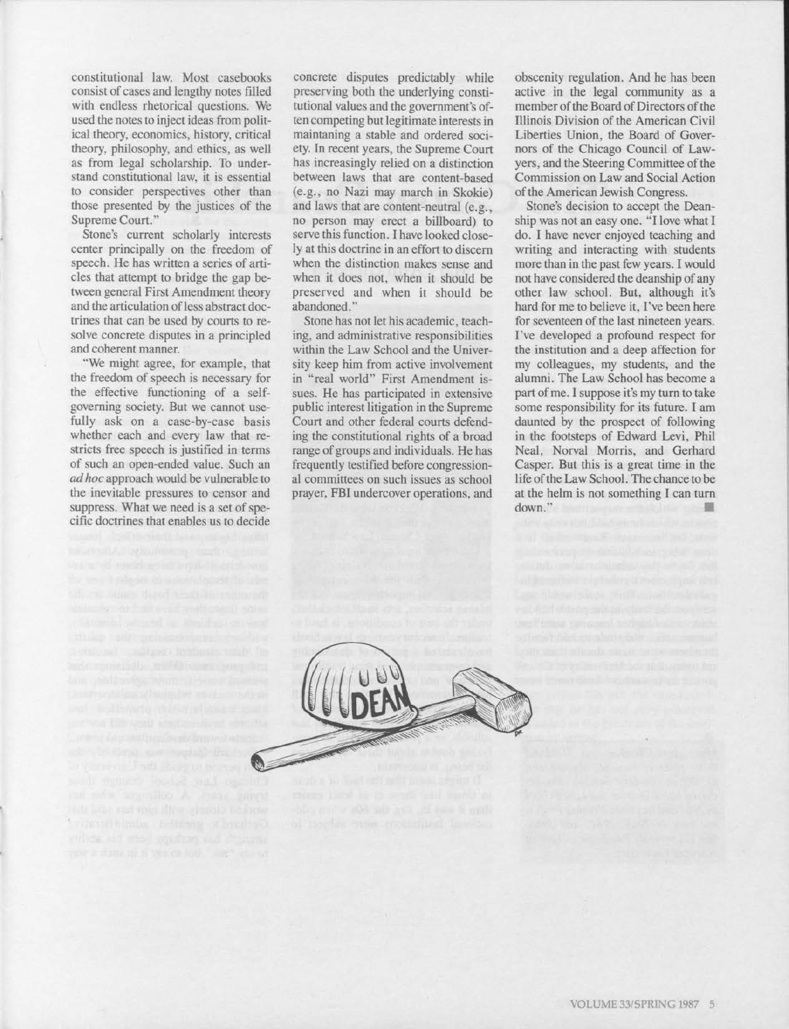constitutional law. Most casebooks consist of cases and lengthy notes filled with endless rhetorical questions. We used the notes to inject ideas from political theory, economics, history, critical theory, philosophy, and ethics, as well as from legal scholarship. To understand constitutional law, it is essential to consider perspectives other than those presented by the justices of the Supreme Court."

Stone's current scholarly interests center principally on the freedom of speech. He has written a series of articles that attempt to bridge the gap between general First Amendment theory and the articulation of less abstract doctrines that can be used by courts to resolve concrete disputes in a principled and coherent manner.

"We might agree, for example, that the freedom of speech is necessary for the effective functioning of a self-governing society. But we cannot usefully ask on a case-by-case basis whether each and every law that restricts free speech is justified in terms of such an open-ended value. Such an *ad hoc* approach would be vulnerable to the inevitable pressures to censor and suppress. What we need is a set of specific doctrines that enables us to decide concrete disputes predictably while preserving both the underlying constitutional values and the government's often competing but legitimate interests in maintaining a stable and ordered society. In recent years, the Supreme Court has increasingly relied on a distinction between laws that are content-based (e.g., no Nazi may march in Skokie) and laws that are content-neutral (e.g., no person may erect a billboard) to serve this function. I have looked closely at this doctrine in an effort to discern when the distinction makes sense and when it does not, when it should be preserved and when it should be abandoned."

Stone has not let his academic, teaching, and administrative responsibilities within the Law School and the University keep him from active involvement in "real world" First Amendment issues. He has participated in extensive public interest litigation in the Supreme Court and other federal courts defending the constitutional rights of a broad range of groups and individuals. He has frequently testified before congressional committees on such issues as school prayer, FBI undercover operations, and obscenity regulation. And he has been active in the legal community as a member of the Board of Directors of the Illinois Division of the American Civil Liberties Union, the Board of Governors of the Chicago Council of Lawyers, and the Steering Committee of the Commission on Law and Social Action of the American Jewish Congress.

Stone's decision to accept the Deanship was not an easy one. "I love what I do. I have never enjoyed teaching and writing and interacting with students more than in the past few years. I would not have considered the deanship of any other law school. But, although it's hard for me to believe it, I've been here for seventeen of the last nineteen years. I've developed a profound respect for the institution and a deep affection for my colleagues, my students, and the alumni. The Law School has become a part of me. I suppose it's my turn to take some responsibility for its future. I am daunted by the prospect of following in the footsteps of Edward Levi, Phil Neal, Norval Morris, and Gerhard Casper. But this is a great time in the life of the Law School. The chance to be at the helm is not something I can turn down." ■